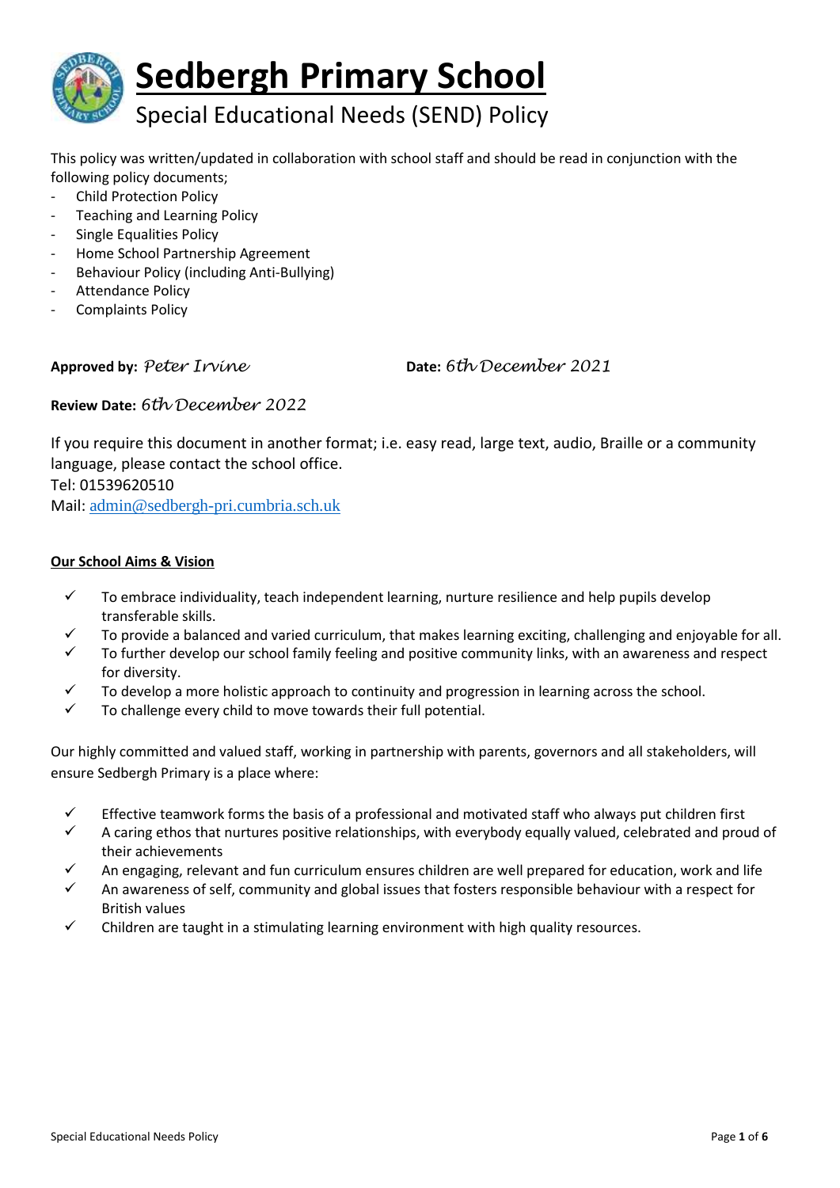# Sedbergh Primary School

## Special Educational Needs (SEND) Policy

This policy was written/updated in collaboration with school staff and should be read in conjunction with the following policy documents;

- Child Protection Policy
- Teaching and Learning Policy
- Single Equalities Policy
- Home School Partnership Agreement
- Behaviour Policy (including Anti-Bullying)
- Attendance Policy
- Complaints Policy

**Approved by:** *Peter Irvine* **Date:** *6th December 2021*

**Review Date:** *6th December 2022*

If you require this document in another format; i.e. easy read, large text, audio, Braille or a community language, please contact the school office.
Tel: 01539620510
Mail: admin@sedbergh-pri.cumbria.sch.uk

**Our School Aims & Vision**

- ✓ To embrace individuality, teach independent learning, nurture resilience and help pupils develop transferable skills.
- ✓ To provide a balanced and varied curriculum, that makes learning exciting, challenging and enjoyable for all.
- ✓ To further develop our school family feeling and positive community links, with an awareness and respect for diversity.
- ✓ To develop a more holistic approach to continuity and progression in learning across the school.
- ✓ To challenge every child to move towards their full potential.

Our highly committed and valued staff, working in partnership with parents, governors and all stakeholders, will ensure Sedbergh Primary is a place where:

- ✓ Effective teamwork forms the basis of a professional and motivated staff who always put children first
- ✓ A caring ethos that nurtures positive relationships, with everybody equally valued, celebrated and proud of their achievements
- ✓ An engaging, relevant and fun curriculum ensures children are well prepared for education, work and life
- ✓ An awareness of self, community and global issues that fosters responsible behaviour with a respect for British values
- ✓ Children are taught in a stimulating learning environment with high quality resources.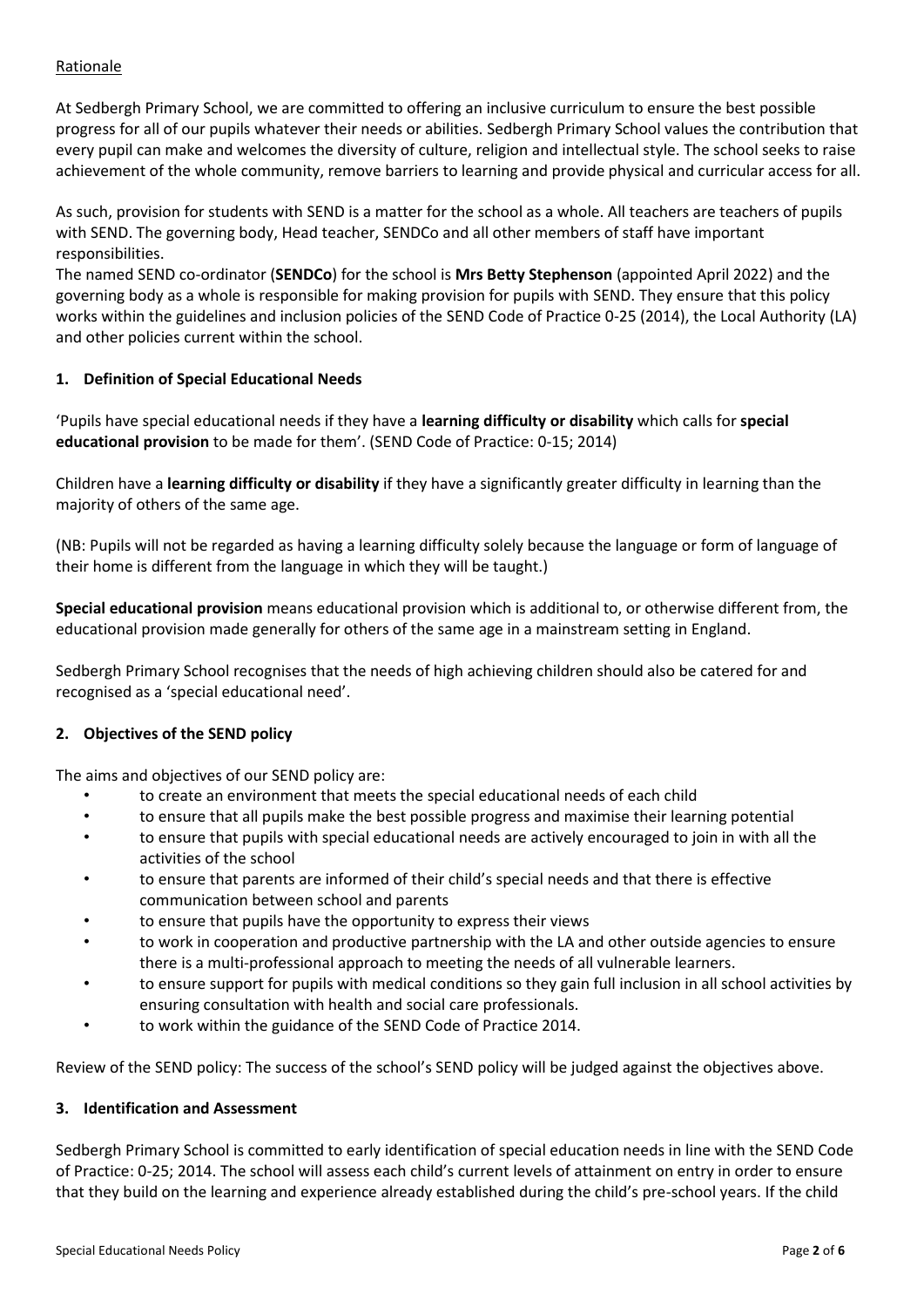Rationale

At Sedbergh Primary School, we are committed to offering an inclusive curriculum to ensure the best possible progress for all of our pupils whatever their needs or abilities. Sedbergh Primary School values the contribution that every pupil can make and welcomes the diversity of culture, religion and intellectual style. The school seeks to raise achievement of the whole community, remove barriers to learning and provide physical and curricular access for all.

As such, provision for students with SEND is a matter for the school as a whole. All teachers are teachers of pupils with SEND. The governing body, Head teacher, SENDCo and all other members of staff have important responsibilities.

The named SEND co-ordinator (**SENDCo**) for the school is **Mrs Betty Stephenson** (appointed April 2022) and the governing body as a whole is responsible for making provision for pupils with SEND. They ensure that this policy works within the guidelines and inclusion policies of the SEND Code of Practice 0-25 (2014), the Local Authority (LA) and other policies current within the school.

## 1. Definition of Special Educational Needs

'Pupils have special educational needs if they have a **learning difficulty or disability** which calls for **special educational provision** to be made for them'. (SEND Code of Practice: 0-15; 2014)

Children have a **learning difficulty or disability** if they have a significantly greater difficulty in learning than the majority of others of the same age.

(NB: Pupils will not be regarded as having a learning difficulty solely because the language or form of language of their home is different from the language in which they will be taught.)

**Special educational provision** means educational provision which is additional to, or otherwise different from, the educational provision made generally for others of the same age in a mainstream setting in England.

Sedbergh Primary School recognises that the needs of high achieving children should also be catered for and recognised as a 'special educational need'.

## 2. Objectives of the SEND policy

The aims and objectives of our SEND policy are:

- to create an environment that meets the special educational needs of each child
- to ensure that all pupils make the best possible progress and maximise their learning potential
- to ensure that pupils with special educational needs are actively encouraged to join in with all the activities of the school
- to ensure that parents are informed of their child's special needs and that there is effective communication between school and parents
- to ensure that pupils have the opportunity to express their views
- to work in cooperation and productive partnership with the LA and other outside agencies to ensure there is a multi-professional approach to meeting the needs of all vulnerable learners.
- to ensure support for pupils with medical conditions so they gain full inclusion in all school activities by ensuring consultation with health and social care professionals.
- to work within the guidance of the SEND Code of Practice 2014.

Review of the SEND policy: The success of the school's SEND policy will be judged against the objectives above.

## 3. Identification and Assessment

Sedbergh Primary School is committed to early identification of special education needs in line with the SEND Code of Practice: 0-25; 2014. The school will assess each child's current levels of attainment on entry in order to ensure that they build on the learning and experience already established during the child's pre-school years. If the child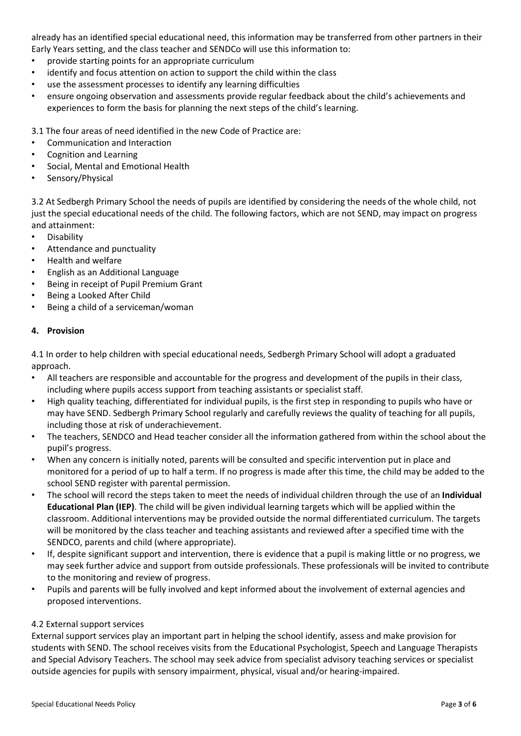already has an identified special educational need, this information may be transferred from other partners in their Early Years setting, and the class teacher and SENDCo will use this information to:

- provide starting points for an appropriate curriculum
- identify and focus attention on action to support the child within the class
- use the assessment processes to identify any learning difficulties
- ensure ongoing observation and assessments provide regular feedback about the child's achievements and experiences to form the basis for planning the next steps of the child's learning.

3.1 The four areas of need identified in the new Code of Practice are:

- Communication and Interaction
- Cognition and Learning
- Social, Mental and Emotional Health
- Sensory/Physical

3.2 At Sedbergh Primary School the needs of pupils are identified by considering the needs of the whole child, not just the special educational needs of the child. The following factors, which are not SEND, may impact on progress and attainment:

- Disability
- Attendance and punctuality
- Health and welfare
- English as an Additional Language
- Being in receipt of Pupil Premium Grant
- Being a Looked After Child
- Being a child of a serviceman/woman

## 4. Provision

4.1 In order to help children with special educational needs, Sedbergh Primary School will adopt a graduated approach.

- All teachers are responsible and accountable for the progress and development of the pupils in their class, including where pupils access support from teaching assistants or specialist staff.
- High quality teaching, differentiated for individual pupils, is the first step in responding to pupils who have or may have SEND. Sedbergh Primary School regularly and carefully reviews the quality of teaching for all pupils, including those at risk of underachievement.
- The teachers, SENDCO and Head teacher consider all the information gathered from within the school about the pupil's progress.
- When any concern is initially noted, parents will be consulted and specific intervention put in place and monitored for a period of up to half a term. If no progress is made after this time, the child may be added to the school SEND register with parental permission.
- The school will record the steps taken to meet the needs of individual children through the use of an **Individual Educational Plan (IEP)**. The child will be given individual learning targets which will be applied within the classroom. Additional interventions may be provided outside the normal differentiated curriculum. The targets will be monitored by the class teacher and teaching assistants and reviewed after a specified time with the SENDCO, parents and child (where appropriate).
- If, despite significant support and intervention, there is evidence that a pupil is making little or no progress, we may seek further advice and support from outside professionals. These professionals will be invited to contribute to the monitoring and review of progress.
- Pupils and parents will be fully involved and kept informed about the involvement of external agencies and proposed interventions.

4.2 External support services

External support services play an important part in helping the school identify, assess and make provision for students with SEND. The school receives visits from the Educational Psychologist, Speech and Language Therapists and Special Advisory Teachers. The school may seek advice from specialist advisory teaching services or specialist outside agencies for pupils with sensory impairment, physical, visual and/or hearing-impaired.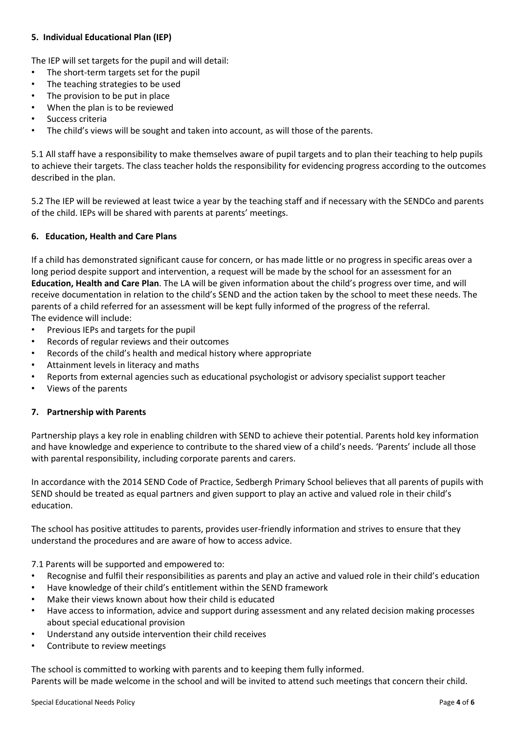### 5. Individual Educational Plan (IEP)

The IEP will set targets for the pupil and will detail:

- The short-term targets set for the pupil
- The teaching strategies to be used
- The provision to be put in place
- When the plan is to be reviewed
- Success criteria
- The child's views will be sought and taken into account, as will those of the parents.

5.1 All staff have a responsibility to make themselves aware of pupil targets and to plan their teaching to help pupils to achieve their targets. The class teacher holds the responsibility for evidencing progress according to the outcomes described in the plan.

5.2 The IEP will be reviewed at least twice a year by the teaching staff and if necessary with the SENDCo and parents of the child. IEPs will be shared with parents at parents' meetings.

### 6. Education, Health and Care Plans

If a child has demonstrated significant cause for concern, or has made little or no progress in specific areas over a long period despite support and intervention, a request will be made by the school for an assessment for an **Education, Health and Care Plan**. The LA will be given information about the child's progress over time, and will receive documentation in relation to the child's SEND and the action taken by the school to meet these needs. The parents of a child referred for an assessment will be kept fully informed of the progress of the referral.
The evidence will include:

- Previous IEPs and targets for the pupil
- Records of regular reviews and their outcomes
- Records of the child's health and medical history where appropriate
- Attainment levels in literacy and maths
- Reports from external agencies such as educational psychologist or advisory specialist support teacher
- Views of the parents

### 7. Partnership with Parents

Partnership plays a key role in enabling children with SEND to achieve their potential. Parents hold key information and have knowledge and experience to contribute to the shared view of a child's needs. 'Parents' include all those with parental responsibility, including corporate parents and carers.

In accordance with the 2014 SEND Code of Practice, Sedbergh Primary School believes that all parents of pupils with SEND should be treated as equal partners and given support to play an active and valued role in their child's education.

The school has positive attitudes to parents, provides user-friendly information and strives to ensure that they understand the procedures and are aware of how to access advice.

7.1 Parents will be supported and empowered to:

- Recognise and fulfil their responsibilities as parents and play an active and valued role in their child's education
- Have knowledge of their child's entitlement within the SEND framework
- Make their views known about how their child is educated
- Have access to information, advice and support during assessment and any related decision making processes about special educational provision
- Understand any outside intervention their child receives
- Contribute to review meetings

The school is committed to working with parents and to keeping them fully informed.
Parents will be made welcome in the school and will be invited to attend such meetings that concern their child.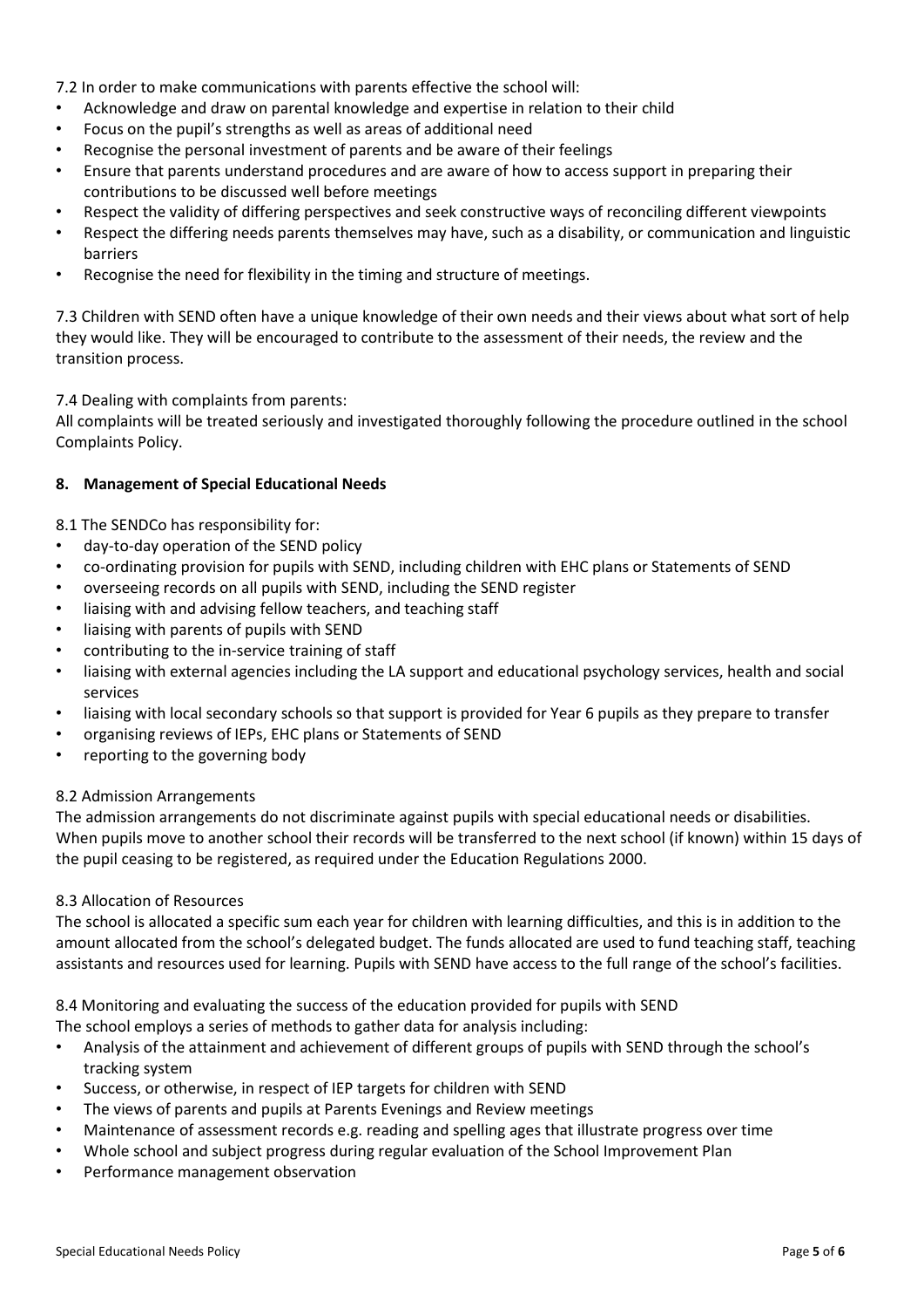7.2 In order to make communications with parents effective the school will:

- Acknowledge and draw on parental knowledge and expertise in relation to their child
- Focus on the pupil's strengths as well as areas of additional need
- Recognise the personal investment of parents and be aware of their feelings
- Ensure that parents understand procedures and are aware of how to access support in preparing their contributions to be discussed well before meetings
- Respect the validity of differing perspectives and seek constructive ways of reconciling different viewpoints
- Respect the differing needs parents themselves may have, such as a disability, or communication and linguistic barriers
- Recognise the need for flexibility in the timing and structure of meetings.

7.3 Children with SEND often have a unique knowledge of their own needs and their views about what sort of help they would like. They will be encouraged to contribute to the assessment of their needs, the review and the transition process.

7.4 Dealing with complaints from parents:
All complaints will be treated seriously and investigated thoroughly following the procedure outlined in the school Complaints Policy.

## 8. Management of Special Educational Needs

8.1 The SENDCo has responsibility for:

- day-to-day operation of the SEND policy
- co-ordinating provision for pupils with SEND, including children with EHC plans or Statements of SEND
- overseeing records on all pupils with SEND, including the SEND register
- liaising with and advising fellow teachers, and teaching staff
- liaising with parents of pupils with SEND
- contributing to the in-service training of staff
- liaising with external agencies including the LA support and educational psychology services, health and social services
- liaising with local secondary schools so that support is provided for Year 6 pupils as they prepare to transfer
- organising reviews of IEPs, EHC plans or Statements of SEND
- reporting to the governing body

8.2 Admission Arrangements
The admission arrangements do not discriminate against pupils with special educational needs or disabilities. When pupils move to another school their records will be transferred to the next school (if known) within 15 days of the pupil ceasing to be registered, as required under the Education Regulations 2000.

8.3 Allocation of Resources
The school is allocated a specific sum each year for children with learning difficulties, and this is in addition to the amount allocated from the school's delegated budget. The funds allocated are used to fund teaching staff, teaching assistants and resources used for learning. Pupils with SEND have access to the full range of the school's facilities.

8.4 Monitoring and evaluating the success of the education provided for pupils with SEND
The school employs a series of methods to gather data for analysis including:

- Analysis of the attainment and achievement of different groups of pupils with SEND through the school's tracking system
- Success, or otherwise, in respect of IEP targets for children with SEND
- The views of parents and pupils at Parents Evenings and Review meetings
- Maintenance of assessment records e.g. reading and spelling ages that illustrate progress over time
- Whole school and subject progress during regular evaluation of the School Improvement Plan
- Performance management observation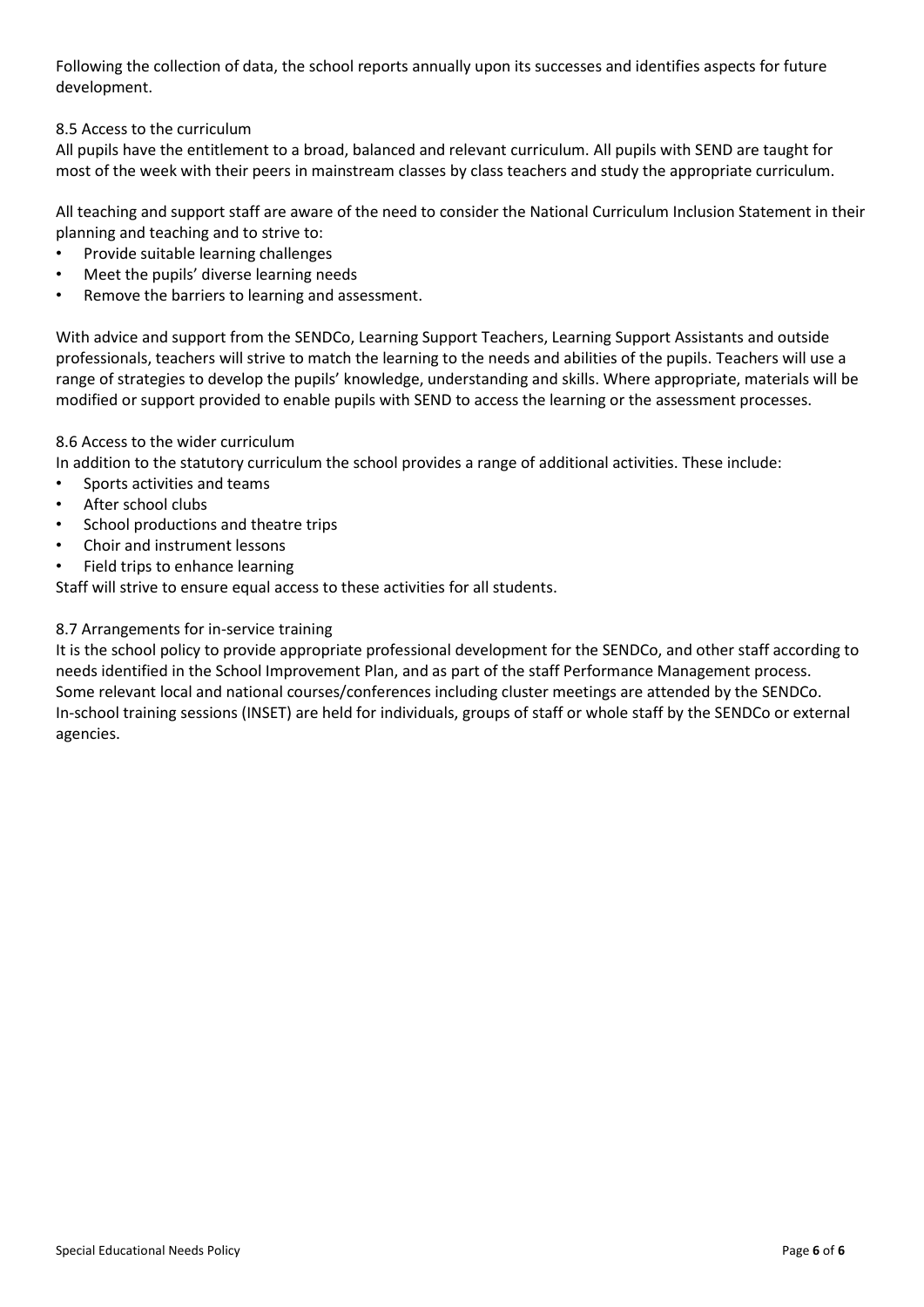Following the collection of data, the school reports annually upon its successes and identifies aspects for future development.

### 8.5 Access to the curriculum

All pupils have the entitlement to a broad, balanced and relevant curriculum. All pupils with SEND are taught for most of the week with their peers in mainstream classes by class teachers and study the appropriate curriculum.

All teaching and support staff are aware of the need to consider the National Curriculum Inclusion Statement in their planning and teaching and to strive to:

- Provide suitable learning challenges
- Meet the pupils' diverse learning needs
- Remove the barriers to learning and assessment.

With advice and support from the SENDCo, Learning Support Teachers, Learning Support Assistants and outside professionals, teachers will strive to match the learning to the needs and abilities of the pupils. Teachers will use a range of strategies to develop the pupils' knowledge, understanding and skills. Where appropriate, materials will be modified or support provided to enable pupils with SEND to access the learning or the assessment processes.

### 8.6 Access to the wider curriculum

In addition to the statutory curriculum the school provides a range of additional activities. These include:

- Sports activities and teams
- After school clubs
- School productions and theatre trips
- Choir and instrument lessons
- Field trips to enhance learning

Staff will strive to ensure equal access to these activities for all students.

### 8.7 Arrangements for in-service training

It is the school policy to provide appropriate professional development for the SENDCo, and other staff according to needs identified in the School Improvement Plan, and as part of the staff Performance Management process.
Some relevant local and national courses/conferences including cluster meetings are attended by the SENDCo.
In-school training sessions (INSET) are held for individuals, groups of staff or whole staff by the SENDCo or external agencies.